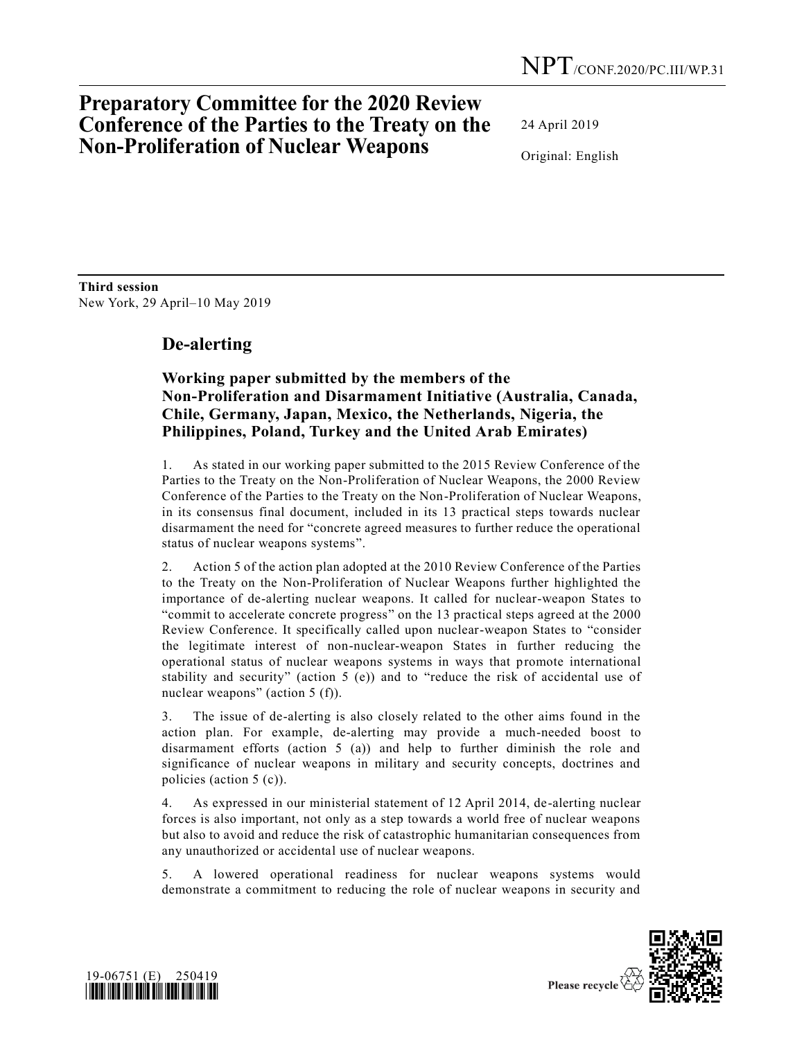NPT/CONF.2020/PC.III/WP.31

# Preparatory Committee for the 2020 Review Conference of the Parties to the Treaty on the Non-Proliferation of Nuclear Weapons

24 April 2019

Original: English

**Third session**
New York, 29 April–10 May 2019

## De-alerting

### Working paper submitted by the members of the Non-Proliferation and Disarmament Initiative (Australia, Canada, Chile, Germany, Japan, Mexico, the Netherlands, Nigeria, the Philippines, Poland, Turkey and the United Arab Emirates)

1. As stated in our working paper submitted to the 2015 Review Conference of the Parties to the Treaty on the Non-Proliferation of Nuclear Weapons, the 2000 Review Conference of the Parties to the Treaty on the Non-Proliferation of Nuclear Weapons, in its consensus final document, included in its 13 practical steps towards nuclear disarmament the need for "concrete agreed measures to further reduce the operational status of nuclear weapons systems".

2. Action 5 of the action plan adopted at the 2010 Review Conference of the Parties to the Treaty on the Non-Proliferation of Nuclear Weapons further highlighted the importance of de-alerting nuclear weapons. It called for nuclear-weapon States to "commit to accelerate concrete progress" on the 13 practical steps agreed at the 2000 Review Conference. It specifically called upon nuclear-weapon States to "consider the legitimate interest of non-nuclear-weapon States in further reducing the operational status of nuclear weapons systems in ways that promote international stability and security" (action 5 (e)) and to "reduce the risk of accidental use of nuclear weapons" (action 5 (f)).

3. The issue of de-alerting is also closely related to the other aims found in the action plan. For example, de-alerting may provide a much-needed boost to disarmament efforts (action 5 (a)) and help to further diminish the role and significance of nuclear weapons in military and security concepts, doctrines and policies (action 5 (c)).

4. As expressed in our ministerial statement of 12 April 2014, de-alerting nuclear forces is also important, not only as a step towards a world free of nuclear weapons but also to avoid and reduce the risk of catastrophic humanitarian consequences from any unauthorized or accidental use of nuclear weapons.

5. A lowered operational readiness for nuclear weapons systems would demonstrate a commitment to reducing the role of nuclear weapons in security and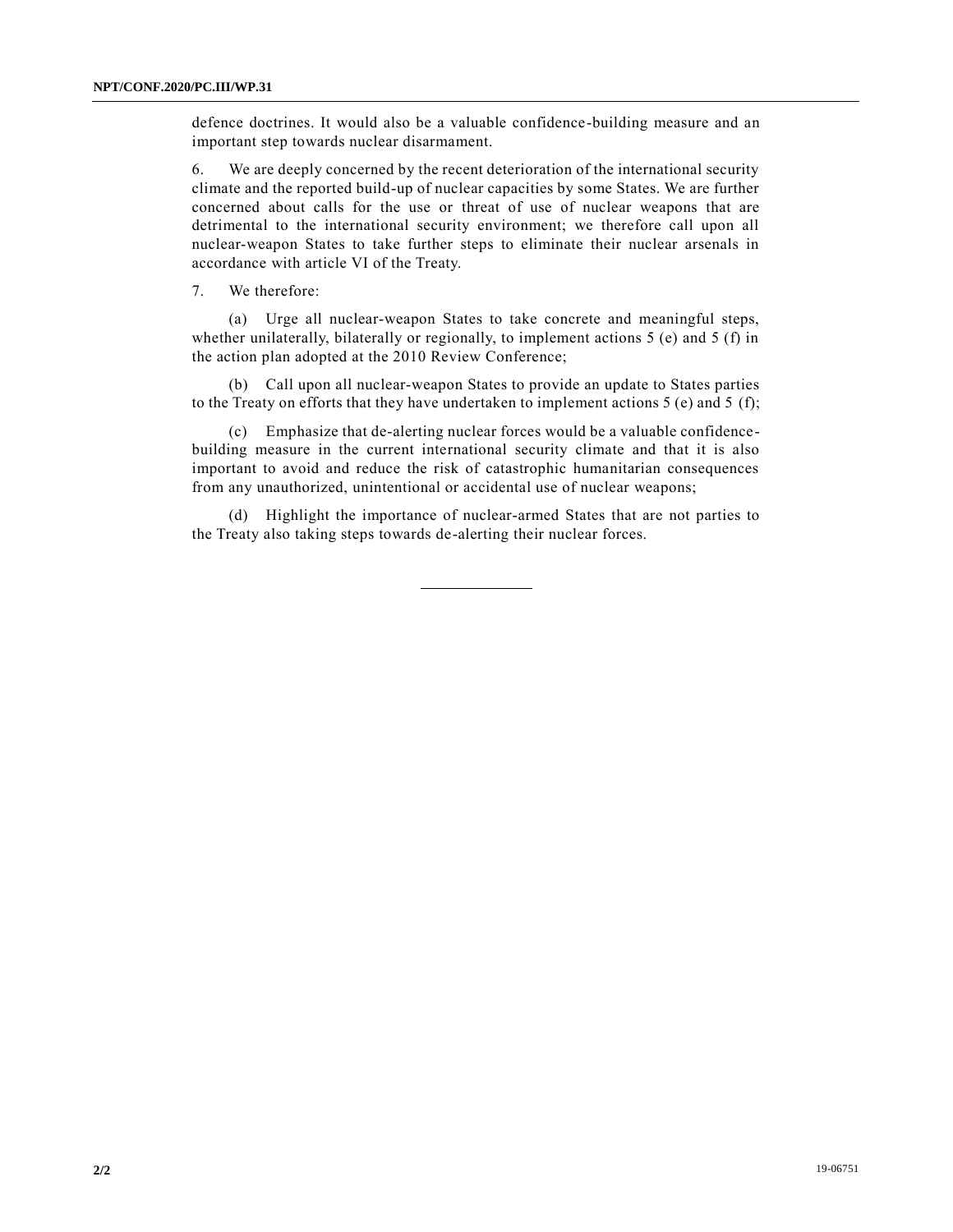defence doctrines. It would also be a valuable confidence-building measure and an important step towards nuclear disarmament.

6. We are deeply concerned by the recent deterioration of the international security climate and the reported build-up of nuclear capacities by some States. We are further concerned about calls for the use or threat of use of nuclear weapons that are detrimental to the international security environment; we therefore call upon all nuclear-weapon States to take further steps to eliminate their nuclear arsenals in accordance with article VI of the Treaty.

7. We therefore:

(a) Urge all nuclear-weapon States to take concrete and meaningful steps, whether unilaterally, bilaterally or regionally, to implement actions 5 (e) and 5 (f) in the action plan adopted at the 2010 Review Conference;

(b) Call upon all nuclear-weapon States to provide an update to States parties to the Treaty on efforts that they have undertaken to implement actions 5 (e) and 5 (f);

(c) Emphasize that de-alerting nuclear forces would be a valuable confidence-building measure in the current international security climate and that it is also important to avoid and reduce the risk of catastrophic humanitarian consequences from any unauthorized, unintentional or accidental use of nuclear weapons;

(d) Highlight the importance of nuclear-armed States that are not parties to the Treaty also taking steps towards de-alerting their nuclear forces.